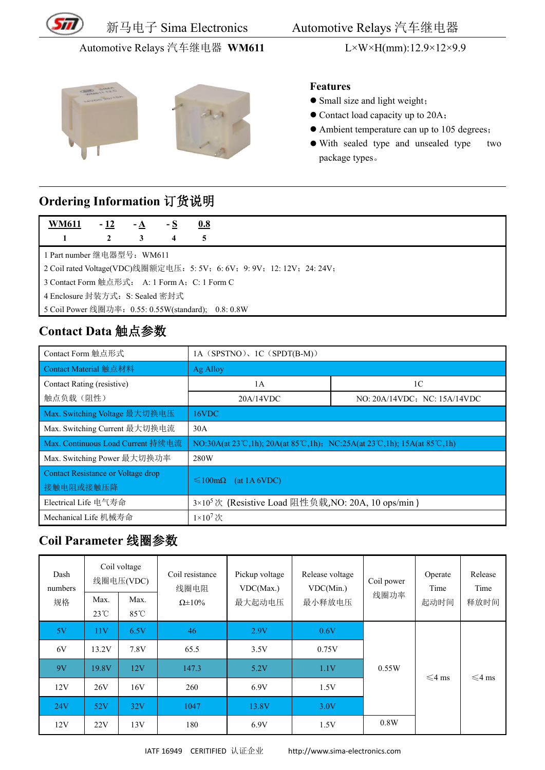Automotive Relays 汽车继电器 **WM611** L×W×H(mm):12.9×12×9.9

**Features**

- Small size and light weight；
- Contact load capacity up to 20A；
- Ambient temperature can up to 105 degrees；
- With sealed type and unsealed type two package types。

## Ordering Information 订货说明

| WM611 | - 12 | - A | - S | 0.8 |
|---|---|---|---|---|
| 1 | 2 | 3 | 4 | 5 |

1 Part number 继电器型号：WM611
2 Coil rated Voltage(VDC)线圈额定电压：5: 5V；6: 6V；9: 9V；12: 12V；24: 24V；
3 Contact Form 触点形式： A: 1 Form A；C: 1 Form C
4 Enclosure 封装方式：S: Sealed 密封式
5 Coil Power 线圈功率：0.55: 0.55W(standard)； 0.8: 0.8W

## Contact Data 触点参数

| Contact Form 触点形式 | 1A（SPSTNO）、1C（SPDT(B-M)） | |
|---|---|---|
| Contact Material 触点材料 | Ag Alloy | |
| Contact Rating (resistive) 触点负载（阻性） | 1A | 1C |
| | 20A/14VDC | NO: 20A/14VDC；NC: 15A/14VDC |
| Max. Switching Voltage 最大切换电压 | 16VDC | |
| Max. Switching Current 最大切换电流 | 30A | |
| Max. Continuous Load Current 持续电流 | NO:30A(at 23℃,1h); 20A(at 85℃,1h)；NC:25A(at 23℃,1h); 15A(at 85℃,1h) | |
| Max. Switching Power 最大切换功率 | 280W | |
| Contact Resistance or Voltage drop 接触电阻或接触压降 | ≤100mΩ (at 1A 6VDC) | |
| Electrical Life 电气寿命 | $3\times10^5$ 次 (Resistive Load 阻性负载,NO: 20A, 10 ops/min ) | |
| Mechanical Life 机械寿命 | $1\times10^7$ 次 | |

## Coil Parameter 线圈参数

| Dash numbers 规格 | Coil voltage 线圈电压(VDC) | | Coil resistance 线圈电阻 Ω±10% | Pickup voltage VDC(Max.) 最大起动电压 | Release voltage VDC(Min.) 最小释放电压 | Coil power 线圈功率 | Operate Time 起动时间 | Release Time 释放时间 |
|---|---|---|---|---|---|---|---|---|
| | Max. 23℃ | Max. 85℃ | | | | | | |
| 5V | 11V | 6.5V | 46 | 2.9V | 0.6V | 0.55W | ≤4 ms | ≤4 ms |
| 6V | 13.2V | 7.8V | 65.5 | 3.5V | 0.75V | | | |
| 9V | 19.8V | 12V | 147.3 | 5.2V | 1.1V | | | |
| 12V | 26V | 16V | 260 | 6.9V | 1.5V | | | |
| 24V | 52V | 32V | 1047 | 13.8V | 3.0V | | | |
| 12V | 22V | 13V | 180 | 6.9V | 1.5V | 0.8W | | |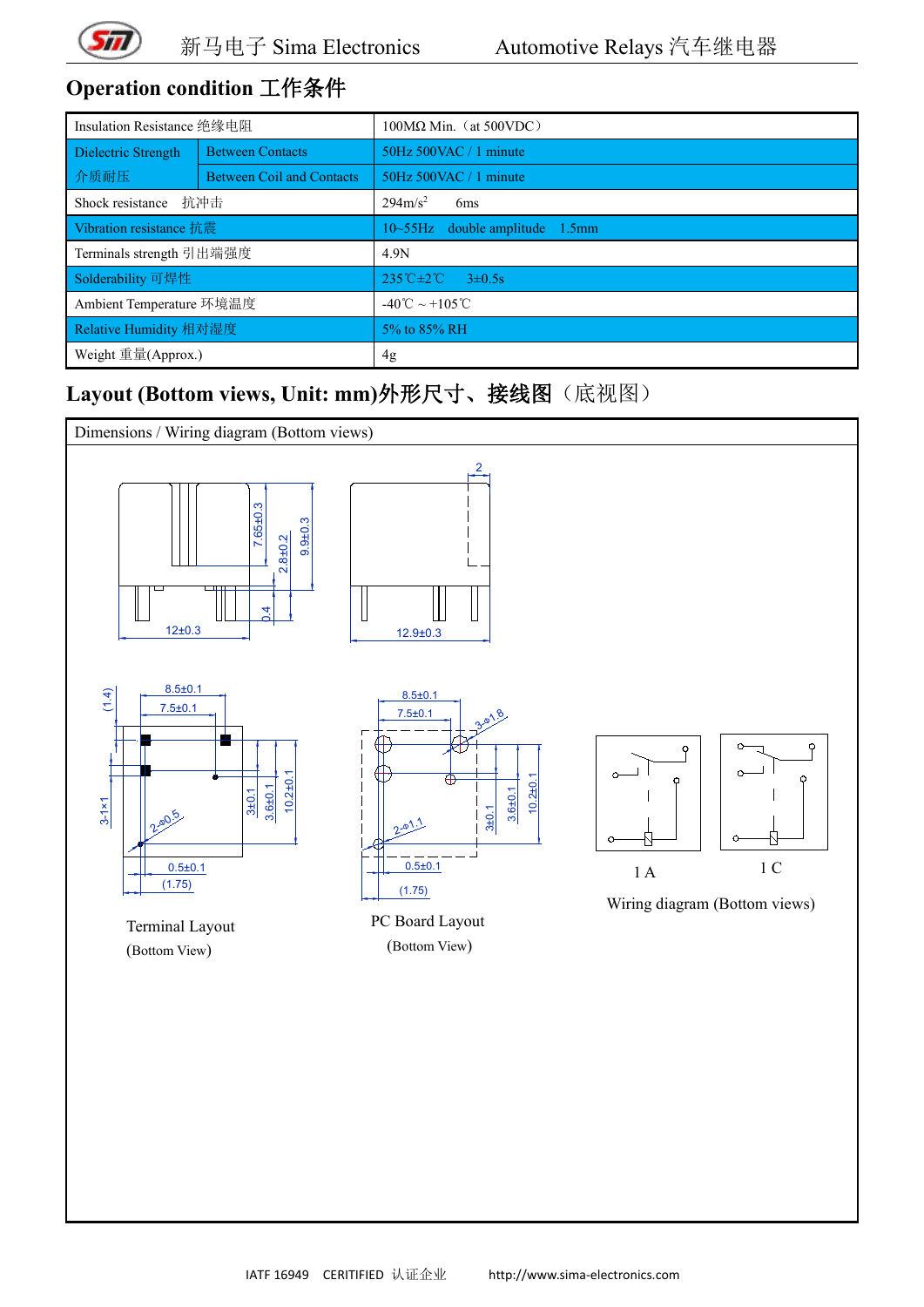## Operation condition 工作条件

| | | |
|---|---|---|
| Insulation Resistance 绝缘电阻 | | 100MΩ Min.（at 500VDC） |
| Dielectric Strength 介质耐压 | Between Contacts | 50Hz 500VAC / 1 minute |
| | Between Coil and Contacts | 50Hz 500VAC / 1 minute |
| Shock resistance 抗冲击 | | $294m/s^2$ 6ms |
| Vibration resistance 抗震 | | 10~55Hz double amplitude 1.5mm |
| Terminals strength 引出端强度 | | 4.9N |
| Solderability 可焊性 | | 235℃±2℃ 3±0.5s |
| Ambient Temperature 环境温度 | | -40℃ ~ +105℃ |
| Relative Humidity 相对湿度 | | 5% to 85% RH |
| Weight 重量(Approx.) | | 4g |

## Layout (Bottom views, Unit: mm)外形尺寸、接线图（底视图）

Dimensions / Wiring diagram (Bottom views)

7.65±0.3
2.8±0.2
9.9±0.3
0.4
12±0.3
2
12.9±0.3

8.5±0.1
7.5±0.1
(1.4)
3-1×1
2-φ0.5
3±0.1
3.6±0.1
10.2±0.1
0.5±0.1
(1.75)

Terminal Layout
(Bottom View)

8.5±0.1
7.5±0.1
3-φ1.8
2-φ1.1
3±0.1
3.6±0.1
10.2±0.1
0.5±0.1
(1.75)

PC Board Layout
(Bottom View)

1 A
1 C

Wiring diagram (Bottom views)